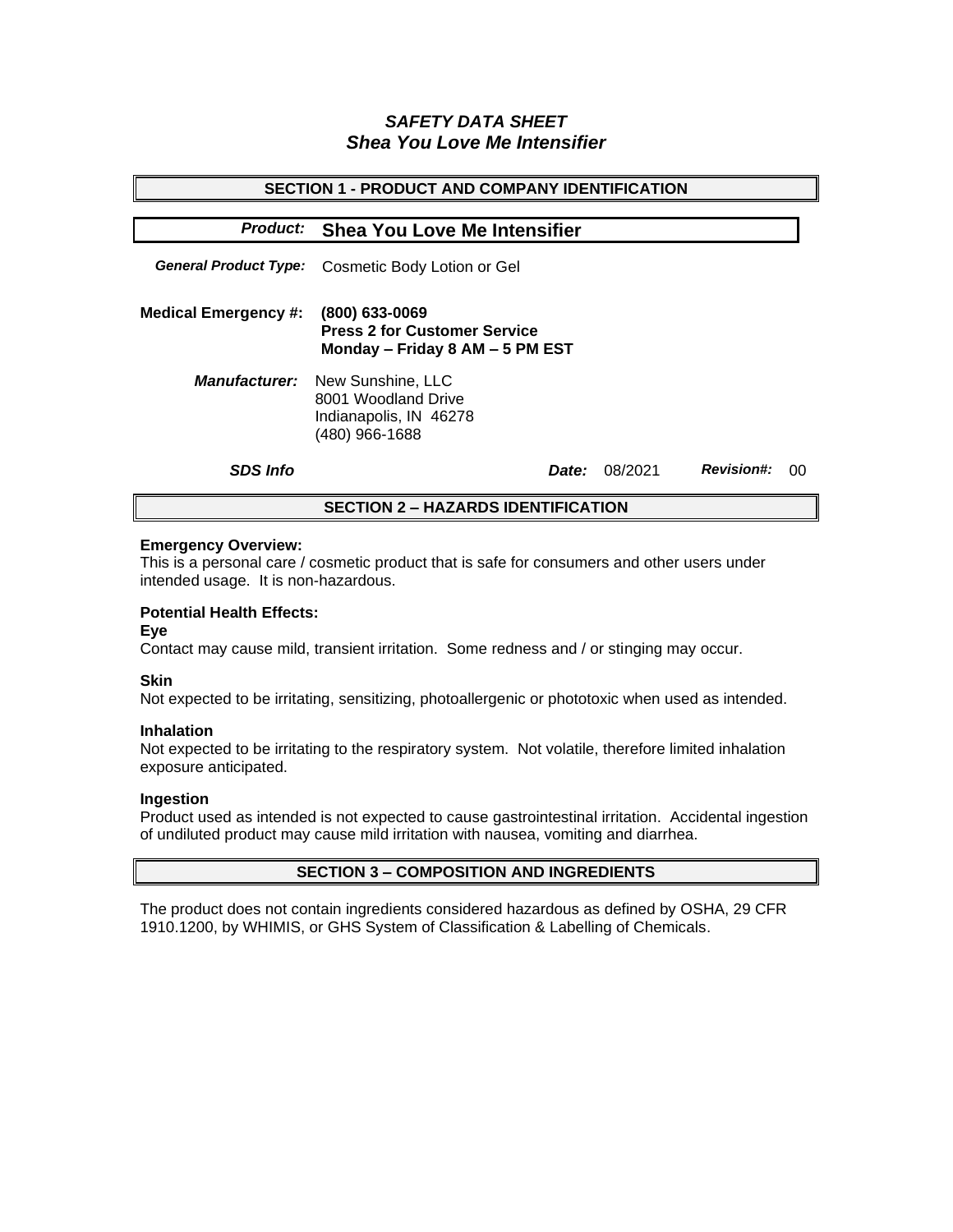# *SAFETY DATA SHEET*
## *Shea You Love Me Intensifier*

## SECTION 1 - PRODUCT AND COMPANY IDENTIFICATION

***Product:*** **Shea You Love Me Intensifier**

***General Product Type:*** Cosmetic Body Lotion or Gel

**Medical Emergency #:** **(800) 633-0069**
**Press 2 for Customer Service**
**Monday – Friday 8 AM – 5 PM EST**

***Manufacturer:*** New Sunshine, LLC
8001 Woodland Drive
Indianapolis, IN 46278
(480) 966-1688

***SDS Info*** ***Date:*** 08/2021 ***Revision#:*** 00

## SECTION 2 – HAZARDS IDENTIFICATION

**Emergency Overview:**
This is a personal care / cosmetic product that is safe for consumers and other users under intended usage. It is non-hazardous.

**Potential Health Effects:**

**Eye**
Contact may cause mild, transient irritation. Some redness and / or stinging may occur.

**Skin**
Not expected to be irritating, sensitizing, photoallergenic or phototoxic when used as intended.

**Inhalation**
Not expected to be irritating to the respiratory system. Not volatile, therefore limited inhalation exposure anticipated.

**Ingestion**
Product used as intended is not expected to cause gastrointestinal irritation. Accidental ingestion of undiluted product may cause mild irritation with nausea, vomiting and diarrhea.

## SECTION 3 – COMPOSITION AND INGREDIENTS

The product does not contain ingredients considered hazardous as defined by OSHA, 29 CFR 1910.1200, by WHIMIS, or GHS System of Classification & Labelling of Chemicals.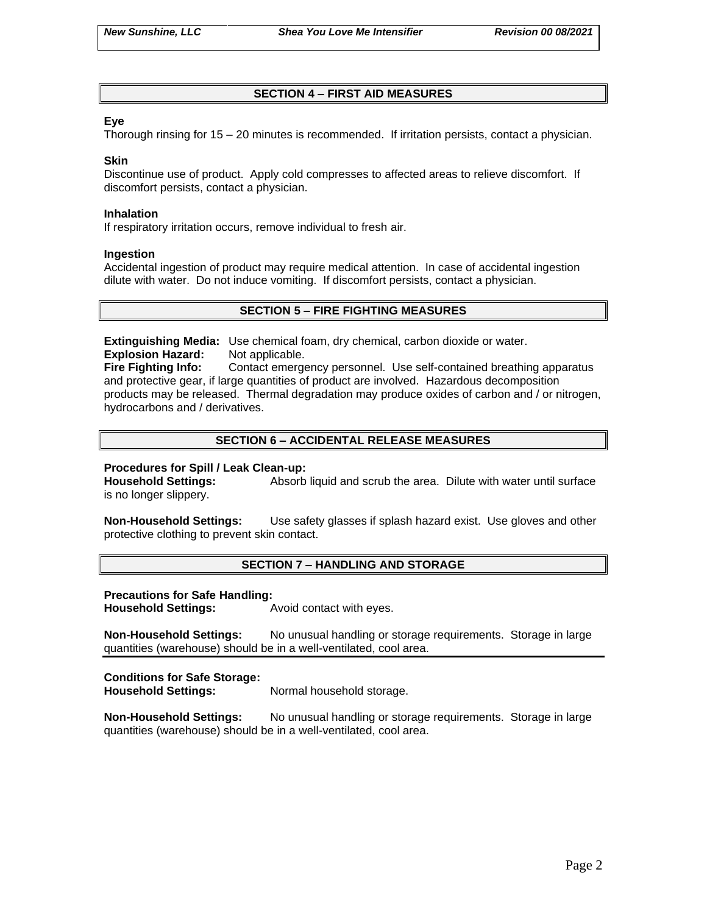## SECTION 4 – FIRST AID MEASURES

**Eye**
Thorough rinsing for 15 – 20 minutes is recommended. If irritation persists, contact a physician.

**Skin**
Discontinue use of product. Apply cold compresses to affected areas to relieve discomfort. If discomfort persists, contact a physician.

**Inhalation**
If respiratory irritation occurs, remove individual to fresh air.

**Ingestion**
Accidental ingestion of product may require medical attention. In case of accidental ingestion dilute with water. Do not induce vomiting. If discomfort persists, contact a physician.

## SECTION 5 – FIRE FIGHTING MEASURES

**Extinguishing Media:** Use chemical foam, dry chemical, carbon dioxide or water.
**Explosion Hazard:** Not applicable.
**Fire Fighting Info:** Contact emergency personnel. Use self-contained breathing apparatus and protective gear, if large quantities of product are involved. Hazardous decomposition products may be released. Thermal degradation may produce oxides of carbon and / or nitrogen, hydrocarbons and / derivatives.

## SECTION 6 – ACCIDENTAL RELEASE MEASURES

**Procedures for Spill / Leak Clean-up:**
**Household Settings:** Absorb liquid and scrub the area. Dilute with water until surface is no longer slippery.

**Non-Household Settings:** Use safety glasses if splash hazard exist. Use gloves and other protective clothing to prevent skin contact.

## SECTION 7 – HANDLING AND STORAGE

**Precautions for Safe Handling:**
**Household Settings:** Avoid contact with eyes.

**Non-Household Settings:** No unusual handling or storage requirements. Storage in large quantities (warehouse) should be in a well-ventilated, cool area.

**Conditions for Safe Storage:**
**Household Settings:** Normal household storage.

**Non-Household Settings:** No unusual handling or storage requirements. Storage in large quantities (warehouse) should be in a well-ventilated, cool area.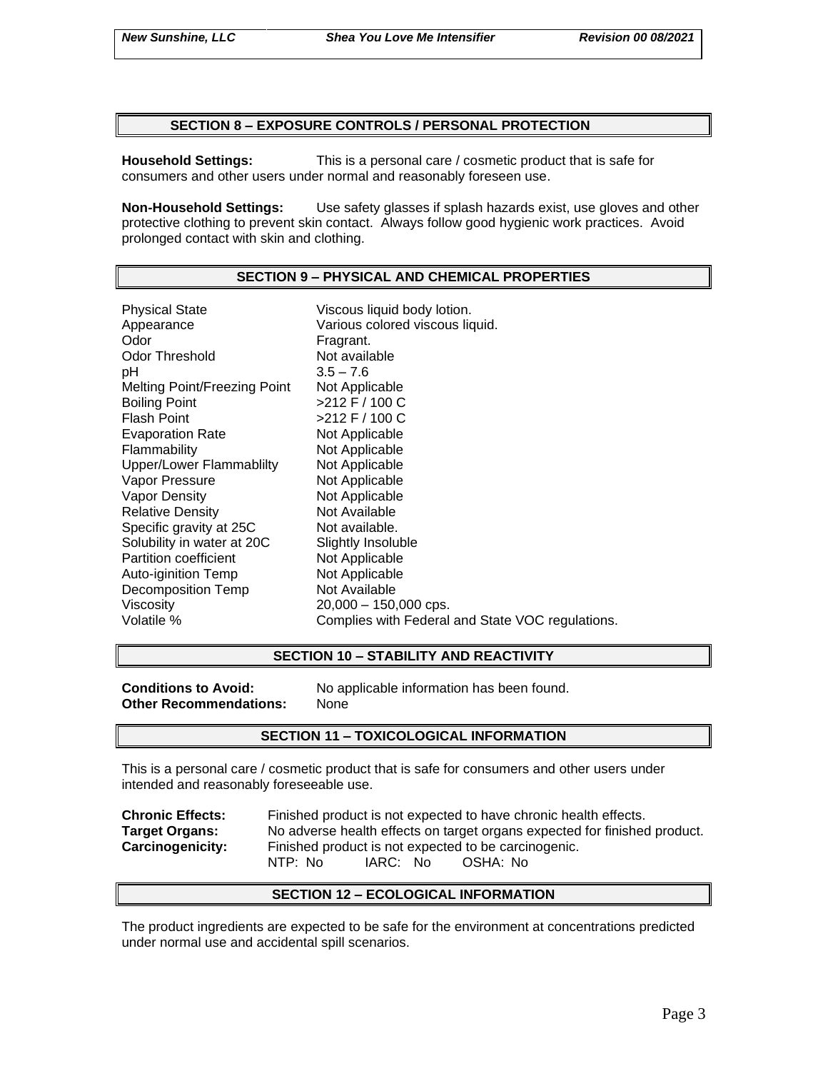## SECTION 8 – EXPOSURE CONTROLS / PERSONAL PROTECTION

**Household Settings:** This is a personal care / cosmetic product that is safe for consumers and other users under normal and reasonably foreseen use.

**Non-Household Settings:** Use safety glasses if splash hazards exist, use gloves and other protective clothing to prevent skin contact. Always follow good hygienic work practices. Avoid prolonged contact with skin and clothing.

## SECTION 9 – PHYSICAL AND CHEMICAL PROPERTIES

| | |
|---|---|
| Physical State | Viscous liquid body lotion. |
| Appearance | Various colored viscous liquid. |
| Odor | Fragrant. |
| Odor Threshold | Not available |
| pH | 3.5 – 7.6 |
| Melting Point/Freezing Point | Not Applicable |
| Boiling Point | >212 F / 100 C |
| Flash Point | >212 F / 100 C |
| Evaporation Rate | Not Applicable |
| Flammability | Not Applicable |
| Upper/Lower Flammablilty | Not Applicable |
| Vapor Pressure | Not Applicable |
| Vapor Density | Not Applicable |
| Relative Density | Not Available |
| Specific gravity at 25C | Not available. |
| Solubility in water at 20C | Slightly Insoluble |
| Partition coefficient | Not Applicable |
| Auto-iginition Temp | Not Applicable |
| Decomposition Temp | Not Available |
| Viscosity | 20,000 – 150,000 cps. |
| Volatile % | Complies with Federal and State VOC regulations. |

## SECTION 10 – STABILITY AND REACTIVITY

**Conditions to Avoid:** No applicable information has been found.
**Other Recommendations:** None

## SECTION 11 – TOXICOLOGICAL INFORMATION

This is a personal care / cosmetic product that is safe for consumers and other users under intended and reasonably foreseeable use.

**Chronic Effects:** Finished product is not expected to have chronic health effects.
**Target Organs:** No adverse health effects on target organs expected for finished product.
**Carcinogenicity:** Finished product is not expected to be carcinogenic.
NTP: No IARC: No OSHA: No

## SECTION 12 – ECOLOGICAL INFORMATION

The product ingredients are expected to be safe for the environment at concentrations predicted under normal use and accidental spill scenarios.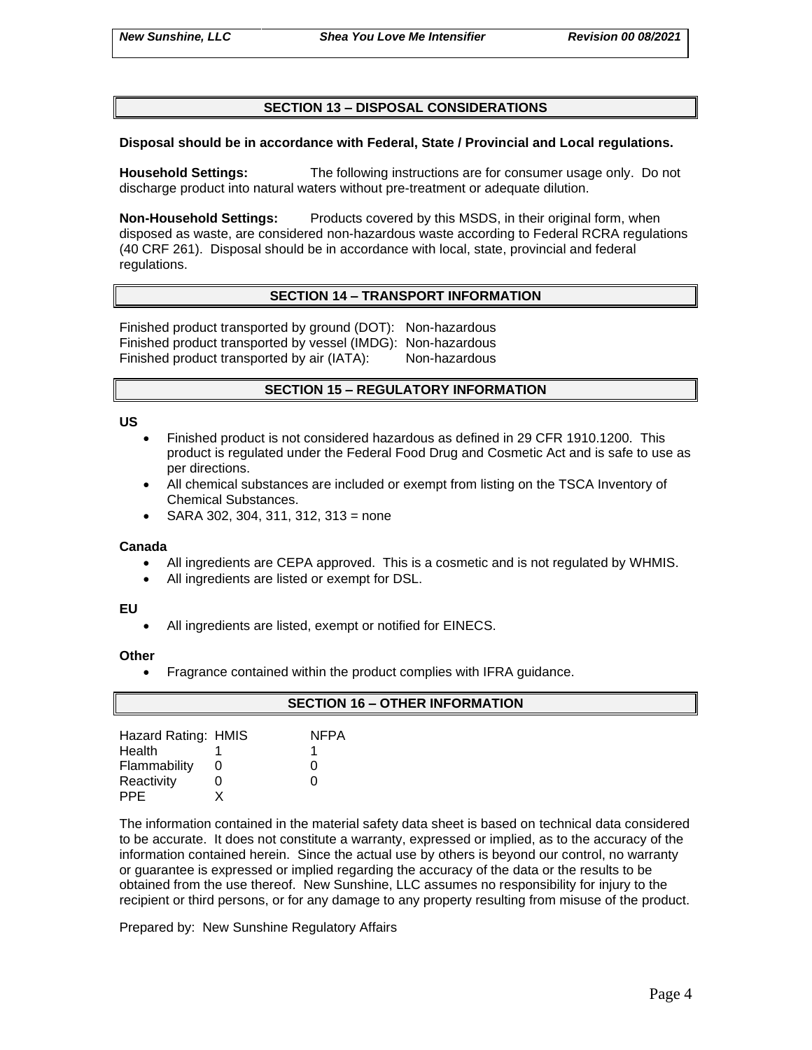## SECTION 13 – DISPOSAL CONSIDERATIONS

**Disposal should be in accordance with Federal, State / Provincial and Local regulations.**

**Household Settings:** The following instructions are for consumer usage only. Do not discharge product into natural waters without pre-treatment or adequate dilution.

**Non-Household Settings:** Products covered by this MSDS, in their original form, when disposed as waste, are considered non-hazardous waste according to Federal RCRA regulations (40 CRF 261). Disposal should be in accordance with local, state, provincial and federal regulations.

## SECTION 14 – TRANSPORT INFORMATION

Finished product transported by ground (DOT): Non-hazardous
Finished product transported by vessel (IMDG): Non-hazardous
Finished product transported by air (IATA): Non-hazardous

## SECTION 15 – REGULATORY INFORMATION

**US**

- Finished product is not considered hazardous as defined in 29 CFR 1910.1200. This product is regulated under the Federal Food Drug and Cosmetic Act and is safe to use as per directions.
- All chemical substances are included or exempt from listing on the TSCA Inventory of Chemical Substances.
- SARA 302, 304, 311, 312, 313 = none

**Canada**

- All ingredients are CEPA approved. This is a cosmetic and is not regulated by WHMIS.
- All ingredients are listed or exempt for DSL.

**EU**

- All ingredients are listed, exempt or notified for EINECS.

**Other**

- Fragrance contained within the product complies with IFRA guidance.

## SECTION 16 – OTHER INFORMATION

| Hazard Rating: | HMIS | NFPA |
|---|---|---|
| Health | 1 | 1 |
| Flammability | 0 | 0 |
| Reactivity | 0 | 0 |
| PPE | X | |

The information contained in the material safety data sheet is based on technical data considered to be accurate. It does not constitute a warranty, expressed or implied, as to the accuracy of the information contained herein. Since the actual use by others is beyond our control, no warranty or guarantee is expressed or implied regarding the accuracy of the data or the results to be obtained from the use thereof. New Sunshine, LLC assumes no responsibility for injury to the recipient or third persons, or for any damage to any property resulting from misuse of the product.

Prepared by: New Sunshine Regulatory Affairs